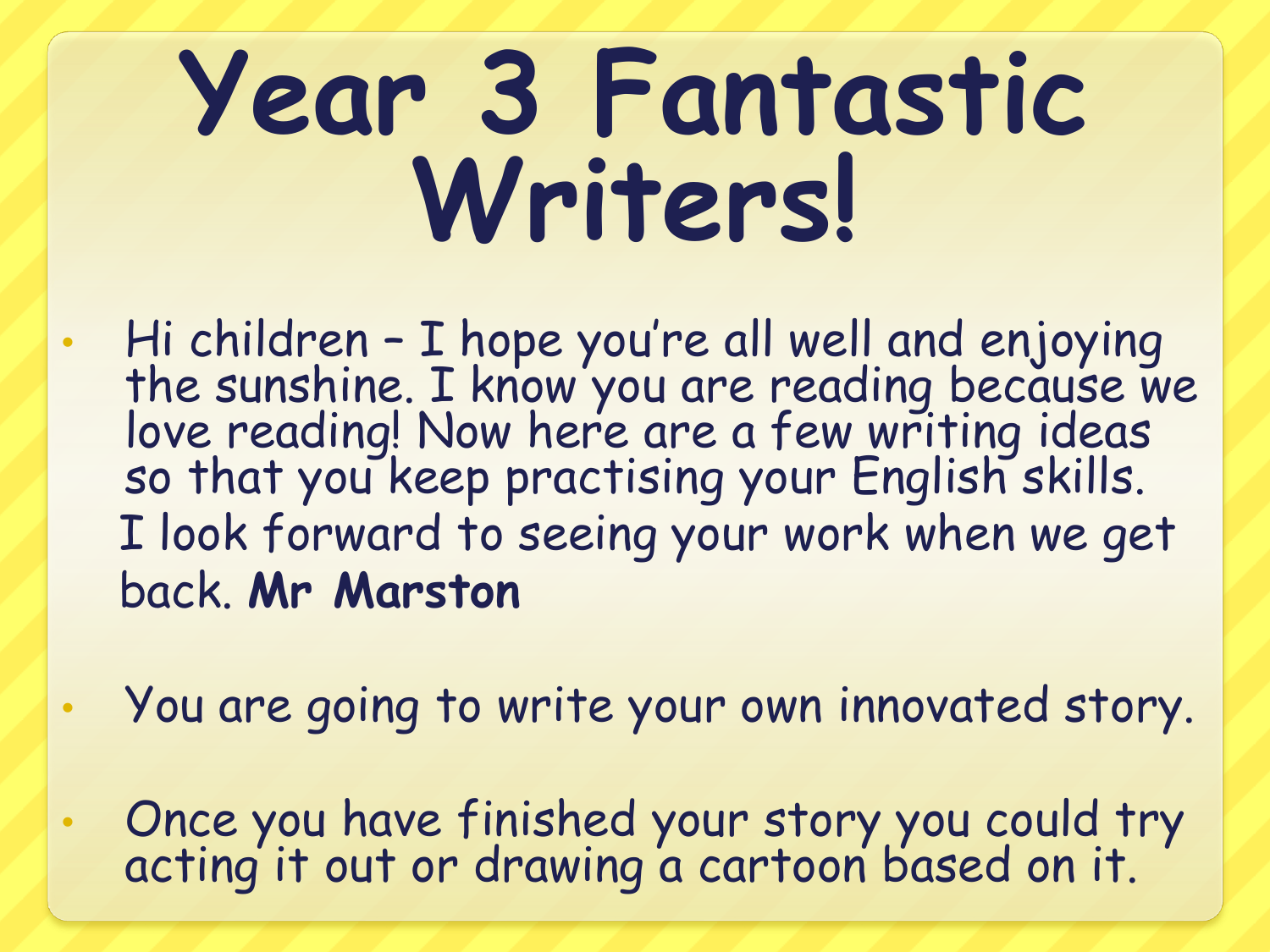# Year 3 Fantastic Writers!

- Hi children – I hope you're all well and enjoying the sunshine. I know you are reading because we love reading! Now here are a few writing ideas so that you keep practising your English skills. I look forward to seeing your work when we get back. **Mr Marston**

- You are going to write your own innovated story.

- Once you have finished your story you could try acting it out or drawing a cartoon based on it.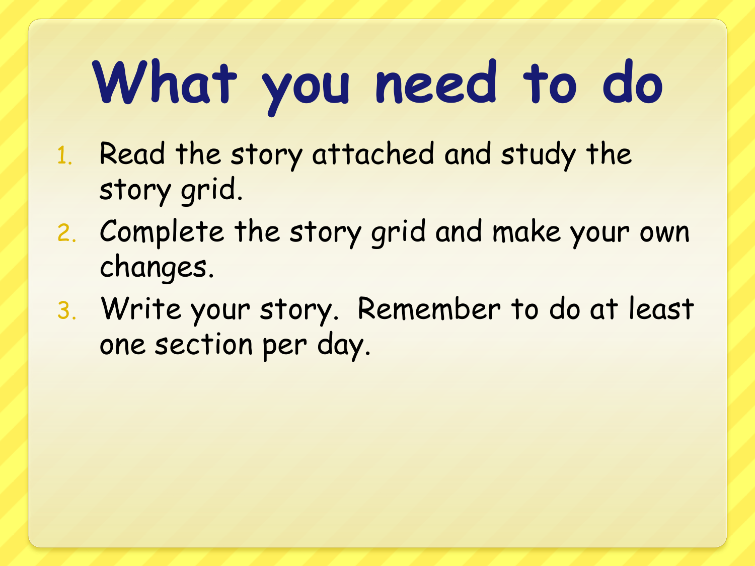# What you need to do

1. Read the story attached and study the story grid.
2. Complete the story grid and make your own changes.
3. Write your story.  Remember to do at least one section per day.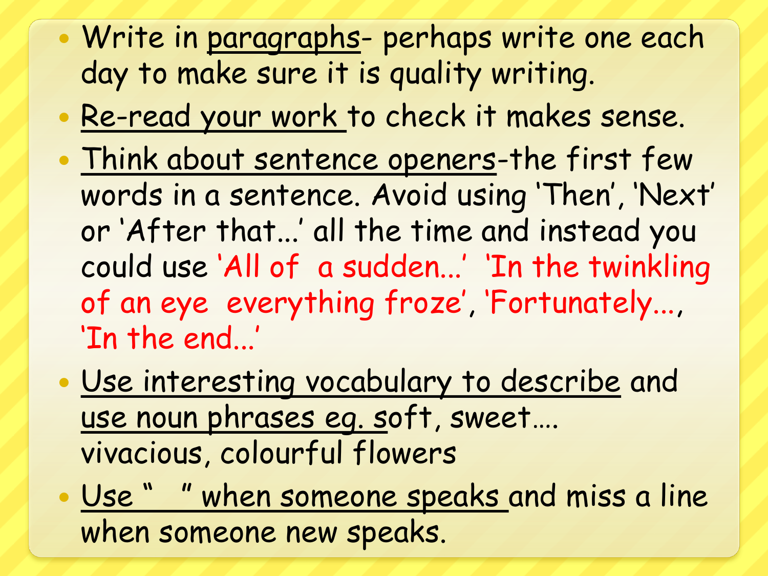- Write in paragraphs- perhaps write one each day to make sure it is quality writing.
- Re-read your work to check it makes sense.
- Think about sentence openers-the first few words in a sentence. Avoid using 'Then', 'Next' or 'After that…' all the time and instead you could use 'All of a sudden…' 'In the twinkling of an eye everything froze', 'Fortunately…, 'In the end…'
- Use interesting vocabulary to describe and use noun phrases eg. soft, sweet…. vivacious, colourful flowers
- Use " " when someone speaks and miss a line when someone new speaks.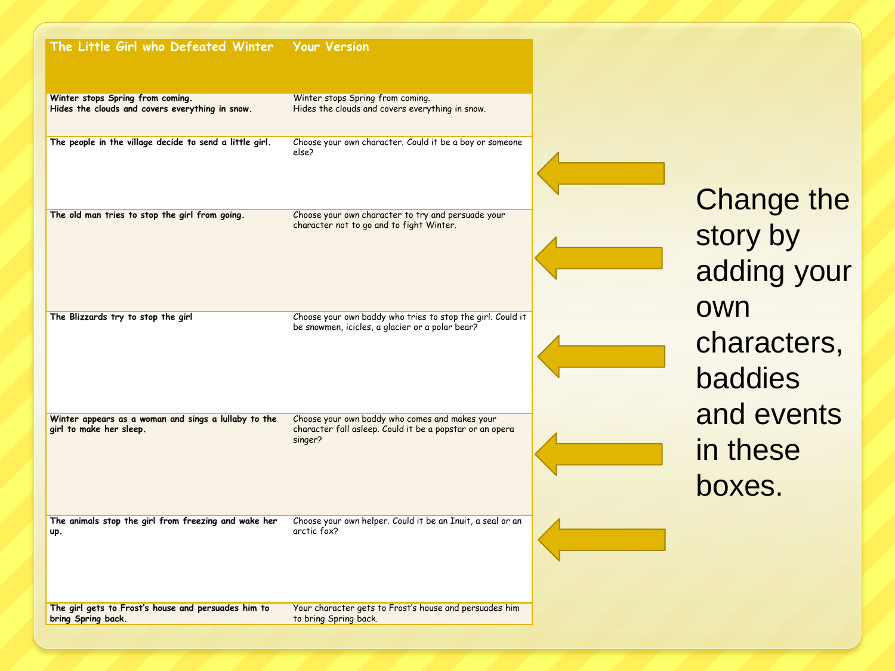| The Little Girl who Defeated Winter | Your Version |
|---|---|
| **Winter stops Spring from coming.<br>Hides the clouds and covers everything in snow.** | Winter stops Spring from coming.<br>Hides the clouds and covers everything in snow. |
| **The people in the village decide to send a little girl.** | Choose your own character. Could it be a boy or someone else? |
| **The old man tries to stop the girl from going.** | Choose your own character to try and persuade your character not to go and to fight Winter. |
| **The Blizzards try to stop the girl** | Choose your own baddy who tries to stop the girl. Could it be snowmen, icicles, a glacier or a polar bear? |
| **Winter appears as a woman and sings a lullaby to the girl to make her sleep.** | Choose your own baddy who comes and makes your character fall asleep. Could it be a popstar or an opera singer? |
| **The animals stop the girl from freezing and wake her up.** | Choose your own helper. Could it be an Inuit, a seal or an arctic fox? |
| **The girl gets to Frost's house and persuades him to bring Spring back.** | Your character gets to Frost's house and persuades him to bring Spring back. |

Change the story by adding your own characters, baddies and events in these boxes.